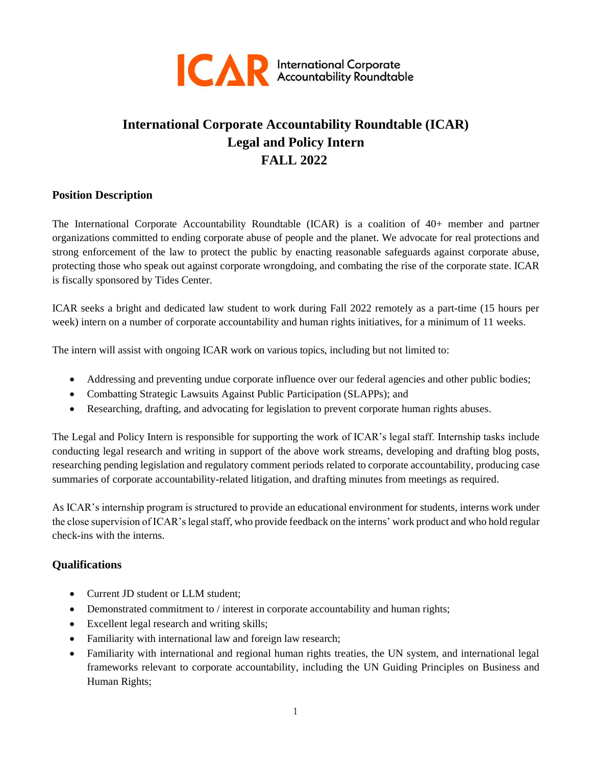ICAR International Corporate Accountability Roundtable

# International Corporate Accountability Roundtable (ICAR)
# Legal and Policy Intern
# FALL 2022

## Position Description

The International Corporate Accountability Roundtable (ICAR) is a coalition of 40+ member and partner organizations committed to ending corporate abuse of people and the planet. We advocate for real protections and strong enforcement of the law to protect the public by enacting reasonable safeguards against corporate abuse, protecting those who speak out against corporate wrongdoing, and combating the rise of the corporate state. ICAR is fiscally sponsored by Tides Center.

ICAR seeks a bright and dedicated law student to work during Fall 2022 remotely as a part-time (15 hours per week) intern on a number of corporate accountability and human rights initiatives, for a minimum of 11 weeks.

The intern will assist with ongoing ICAR work on various topics, including but not limited to:

- Addressing and preventing undue corporate influence over our federal agencies and other public bodies;
- Combatting Strategic Lawsuits Against Public Participation (SLAPPs); and
- Researching, drafting, and advocating for legislation to prevent corporate human rights abuses.

The Legal and Policy Intern is responsible for supporting the work of ICAR's legal staff. Internship tasks include conducting legal research and writing in support of the above work streams, developing and drafting blog posts, researching pending legislation and regulatory comment periods related to corporate accountability, producing case summaries of corporate accountability-related litigation, and drafting minutes from meetings as required.

As ICAR's internship program is structured to provide an educational environment for students, interns work under the close supervision of ICAR's legal staff, who provide feedback on the interns' work product and who hold regular check-ins with the interns.

## Qualifications

- Current JD student or LLM student;
- Demonstrated commitment to / interest in corporate accountability and human rights;
- Excellent legal research and writing skills;
- Familiarity with international law and foreign law research;
- Familiarity with international and regional human rights treaties, the UN system, and international legal frameworks relevant to corporate accountability, including the UN Guiding Principles on Business and Human Rights;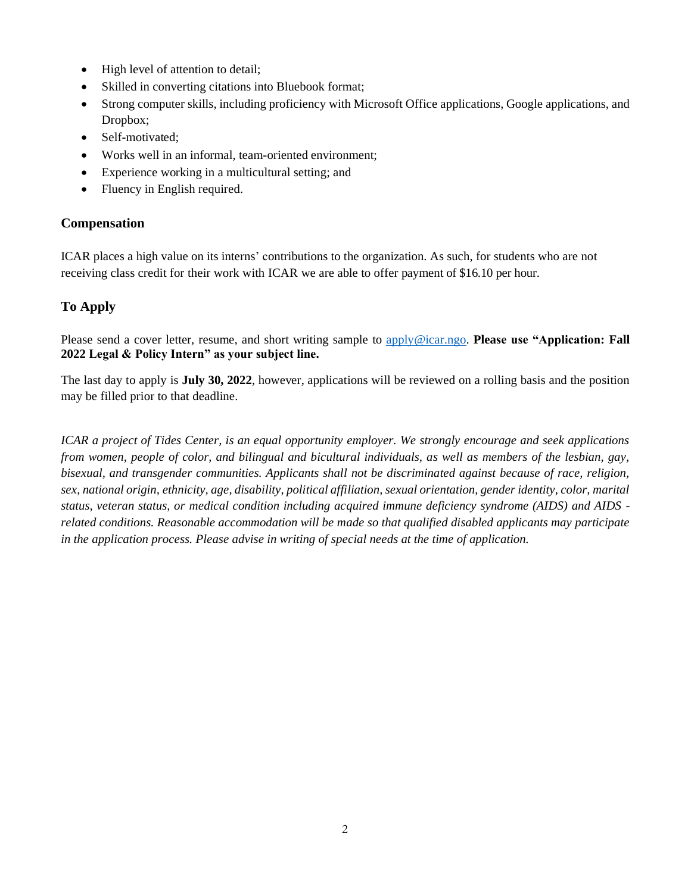- High level of attention to detail;
- Skilled in converting citations into Bluebook format;
- Strong computer skills, including proficiency with Microsoft Office applications, Google applications, and Dropbox;
- Self-motivated;
- Works well in an informal, team-oriented environment;
- Experience working in a multicultural setting; and
- Fluency in English required.

## Compensation

ICAR places a high value on its interns' contributions to the organization. As such, for students who are not receiving class credit for their work with ICAR we are able to offer payment of $16.10 per hour.

## To Apply

Please send a cover letter, resume, and short writing sample to [apply@icar.ngo](mailto:apply@icar.ngo). **Please use "Application: Fall 2022 Legal & Policy Intern" as your subject line.**

The last day to apply is **July 30, 2022**, however, applications will be reviewed on a rolling basis and the position may be filled prior to that deadline.

*ICAR a project of Tides Center, is an equal opportunity employer. We strongly encourage and seek applications from women, people of color, and bilingual and bicultural individuals, as well as members of the lesbian, gay, bisexual, and transgender communities. Applicants shall not be discriminated against because of race, religion, sex, national origin, ethnicity, age, disability, political affiliation, sexual orientation, gender identity, color, marital status, veteran status, or medical condition including acquired immune deficiency syndrome (AIDS) and AIDS - related conditions. Reasonable accommodation will be made so that qualified disabled applicants may participate in the application process. Please advise in writing of special needs at the time of application.*